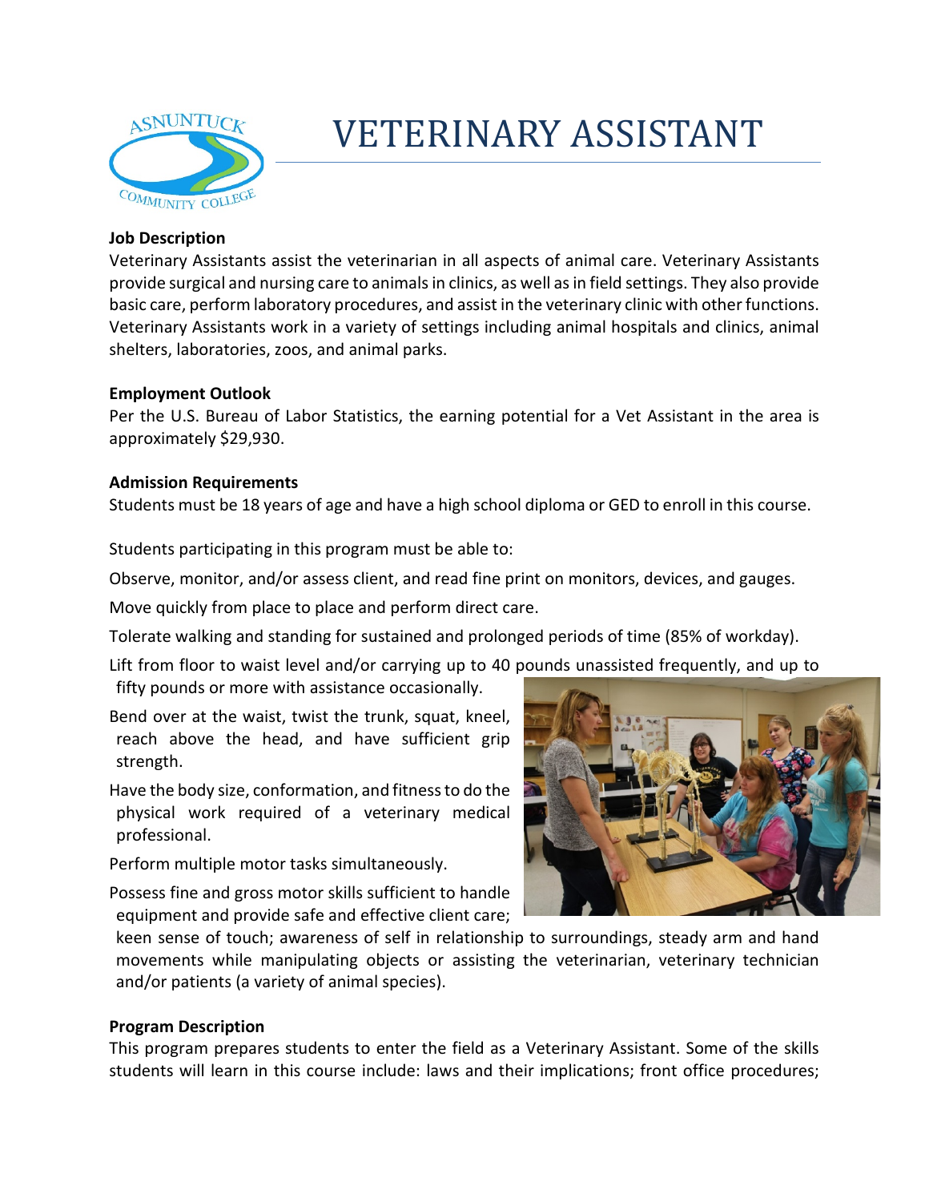# VETERINARY ASSISTANT

**Job Description**

Veterinary Assistants assist the veterinarian in all aspects of animal care. Veterinary Assistants provide surgical and nursing care to animals in clinics, as well as in field settings. They also provide basic care, perform laboratory procedures, and assist in the veterinary clinic with other functions. Veterinary Assistants work in a variety of settings including animal hospitals and clinics, animal shelters, laboratories, zoos, and animal parks.

**Employment Outlook**

Per the U.S. Bureau of Labor Statistics, the earning potential for a Vet Assistant in the area is approximately $29,930.

**Admission Requirements**

Students must be 18 years of age and have a high school diploma or GED to enroll in this course.

Students participating in this program must be able to:

Observe, monitor, and/or assess client, and read fine print on monitors, devices, and gauges.

Move quickly from place to place and perform direct care.

Tolerate walking and standing for sustained and prolonged periods of time (85% of workday).

Lift from floor to waist level and/or carrying up to 40 pounds unassisted frequently, and up to fifty pounds or more with assistance occasionally.

Bend over at the waist, twist the trunk, squat, kneel, reach above the head, and have sufficient grip strength.

Have the body size, conformation, and fitness to do the physical work required of a veterinary medical professional.

Perform multiple motor tasks simultaneously.

Possess fine and gross motor skills sufficient to handle equipment and provide safe and effective client care; keen sense of touch; awareness of self in relationship to surroundings, steady arm and hand movements while manipulating objects or assisting the veterinarian, veterinary technician and/or patients (a variety of animal species).

**Program Description**

This program prepares students to enter the field as a Veterinary Assistant. Some of the skills students will learn in this course include: laws and their implications; front office procedures;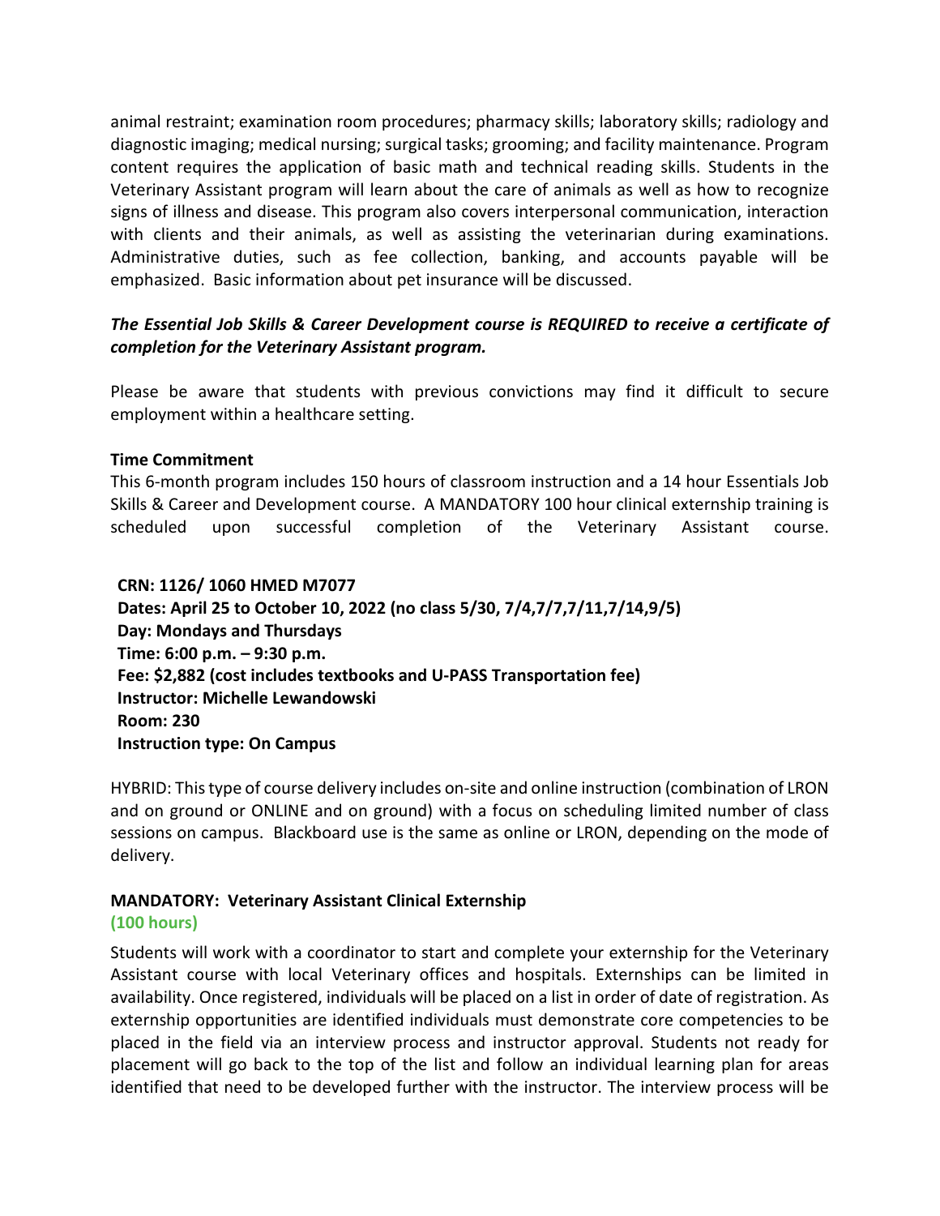animal restraint; examination room procedures; pharmacy skills; laboratory skills; radiology and diagnostic imaging; medical nursing; surgical tasks; grooming; and facility maintenance. Program content requires the application of basic math and technical reading skills. Students in the Veterinary Assistant program will learn about the care of animals as well as how to recognize signs of illness and disease. This program also covers interpersonal communication, interaction with clients and their animals, as well as assisting the veterinarian during examinations. Administrative duties, such as fee collection, banking, and accounts payable will be emphasized. Basic information about pet insurance will be discussed.

***The Essential Job Skills & Career Development course is REQUIRED to receive a certificate of completion for the Veterinary Assistant program.***

Please be aware that students with previous convictions may find it difficult to secure employment within a healthcare setting.

**Time Commitment**
This 6-month program includes 150 hours of classroom instruction and a 14 hour Essentials Job Skills & Career and Development course. A MANDATORY 100 hour clinical externship training is scheduled upon successful completion of the Veterinary Assistant course.

**CRN: 1126/ 1060 HMED M7077**
**Dates: April 25 to October 10, 2022 (no class 5/30, 7/4,7/7,7/11,7/14,9/5)**
**Day: Mondays and Thursdays**
**Time: 6:00 p.m. – 9:30 p.m.**
**Fee: $2,882 (cost includes textbooks and U-PASS Transportation fee)**
**Instructor: Michelle Lewandowski**
**Room: 230**
**Instruction type: On Campus**

HYBRID: This type of course delivery includes on-site and online instruction (combination of LRON and on ground or ONLINE and on ground) with a focus on scheduling limited number of class sessions on campus. Blackboard use is the same as online or LRON, depending on the mode of delivery.

**MANDATORY: Veterinary Assistant Clinical Externship**
**(100 hours)**

Students will work with a coordinator to start and complete your externship for the Veterinary Assistant course with local Veterinary offices and hospitals. Externships can be limited in availability. Once registered, individuals will be placed on a list in order of date of registration. As externship opportunities are identified individuals must demonstrate core competencies to be placed in the field via an interview process and instructor approval. Students not ready for placement will go back to the top of the list and follow an individual learning plan for areas identified that need to be developed further with the instructor. The interview process will be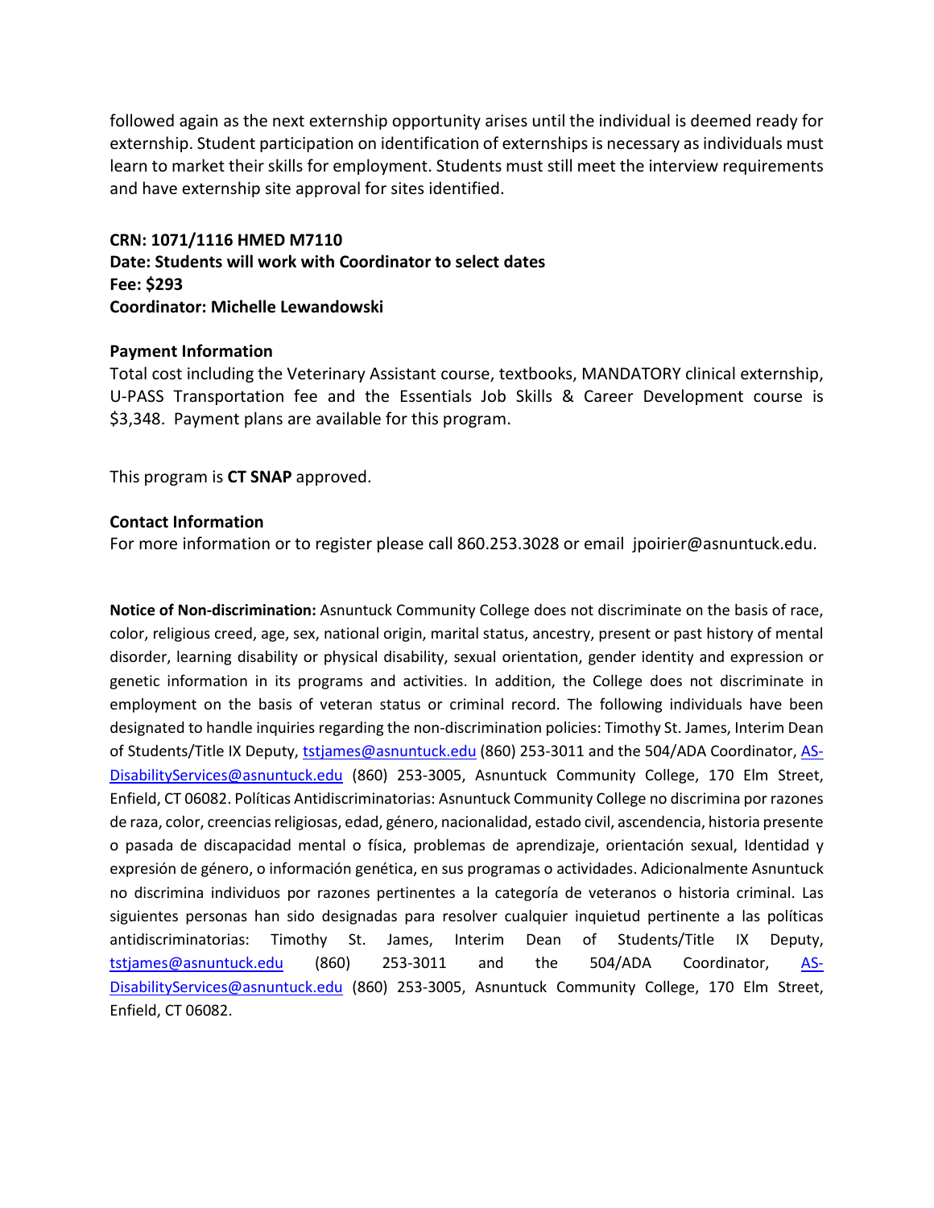followed again as the next externship opportunity arises until the individual is deemed ready for externship. Student participation on identification of externships is necessary as individuals must learn to market their skills for employment. Students must still meet the interview requirements and have externship site approval for sites identified.

**CRN: 1071/1116 HMED M7110**
**Date: Students will work with Coordinator to select dates**
**Fee: $293**
**Coordinator: Michelle Lewandowski**

**Payment Information**

Total cost including the Veterinary Assistant course, textbooks, MANDATORY clinical externship, U-PASS Transportation fee and the Essentials Job Skills & Career Development course is $3,348. Payment plans are available for this program.

This program is **CT SNAP** approved.

**Contact Information**

For more information or to register please call 860.253.3028 or email jpoirier@asnuntuck.edu.

**Notice of Non-discrimination:** Asnuntuck Community College does not discriminate on the basis of race, color, religious creed, age, sex, national origin, marital status, ancestry, present or past history of mental disorder, learning disability or physical disability, sexual orientation, gender identity and expression or genetic information in its programs and activities. In addition, the College does not discriminate in employment on the basis of veteran status or criminal record. The following individuals have been designated to handle inquiries regarding the non-discrimination policies: Timothy St. James, Interim Dean of Students/Title IX Deputy, tstjames@asnuntuck.edu (860) 253-3011 and the 504/ADA Coordinator, AS-DisabilityServices@asnuntuck.edu (860) 253-3005, Asnuntuck Community College, 170 Elm Street, Enfield, CT 06082. Políticas Antidiscriminatorias: Asnuntuck Community College no discrimina por razones de raza, color, creencias religiosas, edad, género, nacionalidad, estado civil, ascendencia, historia presente o pasada de discapacidad mental o física, problemas de aprendizaje, orientación sexual, Identidad y expresión de género, o información genética, en sus programas o actividades. Adicionalmente Asnuntuck no discrimina individuos por razones pertinentes a la categoría de veteranos o historia criminal. Las siguientes personas han sido designadas para resolver cualquier inquietud pertinente a las políticas antidiscriminatorias: Timothy St. James, Interim Dean of Students/Title IX Deputy, tstjames@asnuntuck.edu (860) 253-3011 and the 504/ADA Coordinator, AS-DisabilityServices@asnuntuck.edu (860) 253-3005, Asnuntuck Community College, 170 Elm Street, Enfield, CT 06082.